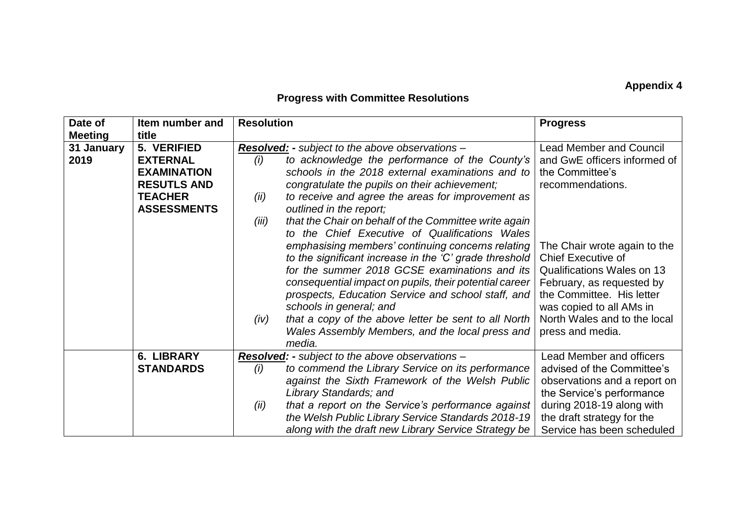**Appendix 4**

## Progress with Committee Resolutions

| Date of Meeting | Item number and title | Resolution | Progress |
|---|---|---|---|
| **31 January 2019** | **5. VERIFIED EXTERNAL EXAMINATION RESUTLS AND TEACHER ASSESSMENTS** | ***Resolved:*** *- subject to the above observations –*<br>*(i) to acknowledge the performance of the County's schools in the 2018 external examinations and to congratulate the pupils on their achievement;*<br>*(ii) to receive and agree the areas for improvement as outlined in the report;*<br>*(iii) that the Chair on behalf of the Committee write again to the Chief Executive of Qualifications Wales emphasising members' continuing concerns relating to the significant increase in the 'C' grade threshold for the summer 2018 GCSE examinations and its consequential impact on pupils, their potential career prospects, Education Service and school staff, and schools in general; and*<br>*(iv) that a copy of the above letter be sent to all North Wales Assembly Members, and the local press and media.* | Lead Member and Council and GwE officers informed of the Committee's recommendations.<br><br>The Chair wrote again to the Chief Executive of Qualifications Wales on 13 February, as requested by the Committee. His letter was copied to all AMs in North Wales and to the local press and media. |
| | **6. LIBRARY STANDARDS** | ***Resolved:*** *- subject to the above observations –*<br>*(i) to commend the Library Service on its performance against the Sixth Framework of the Welsh Public Library Standards; and*<br>*(ii) that a report on the Service's performance against the Welsh Public Library Service Standards 2018-19 along with the draft new Library Service Strategy be* | Lead Member and officers advised of the Committee's observations and a report on the Service's performance during 2018-19 along with the draft strategy for the Service has been scheduled |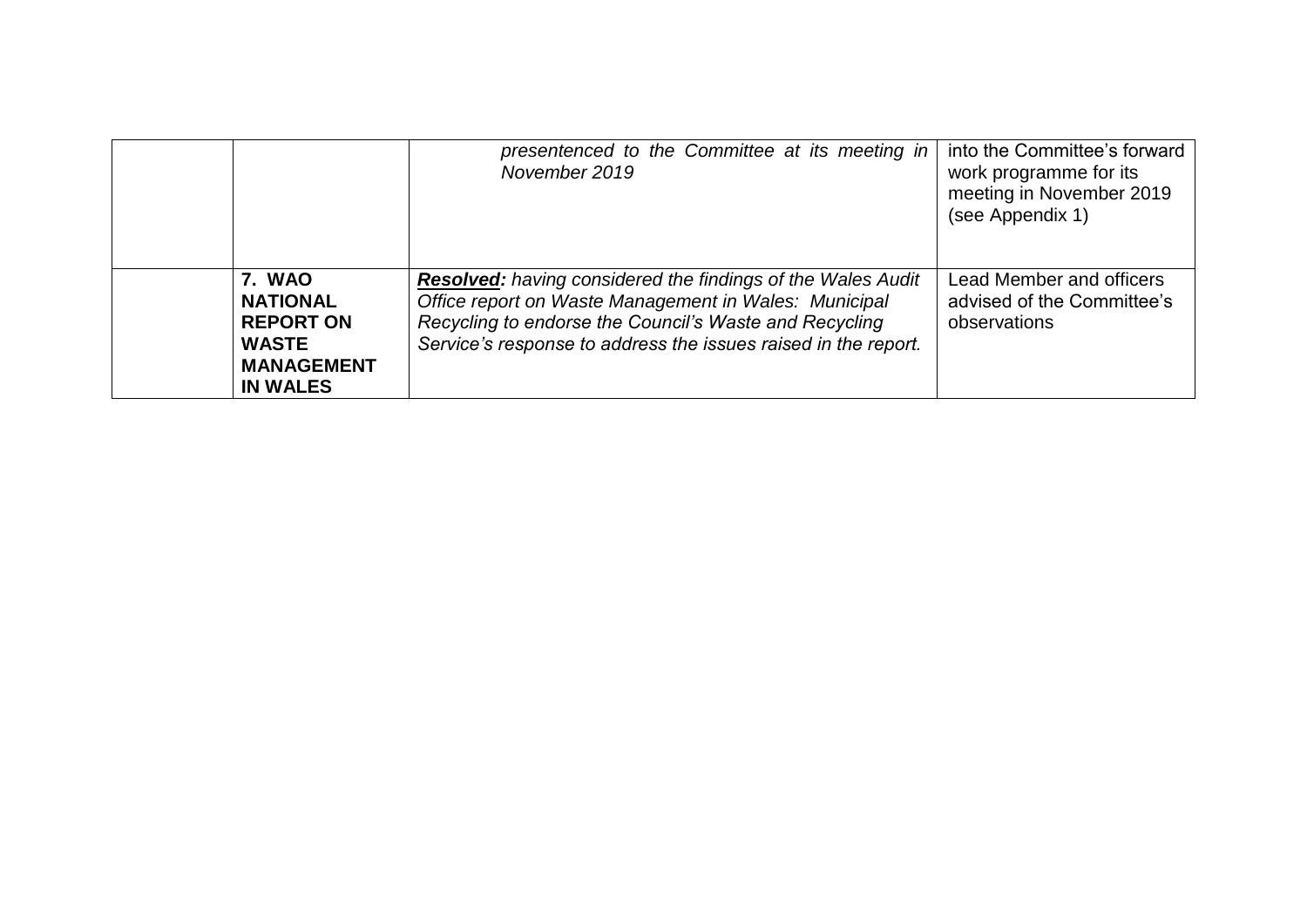| | | | |
|---|---|---|---|
| | | *presentenced to the Committee at its meeting in November 2019* | into the Committee's forward work programme for its meeting in November 2019 (see Appendix 1) |
| | **7. WAO NATIONAL REPORT ON WASTE MANAGEMENT IN WALES** | ***Resolved:*** *having considered the findings of the Wales Audit Office report on Waste Management in Wales: Municipal Recycling to endorse the Council's Waste and Recycling Service's response to address the issues raised in the report.* | Lead Member and officers advised of the Committee's observations |